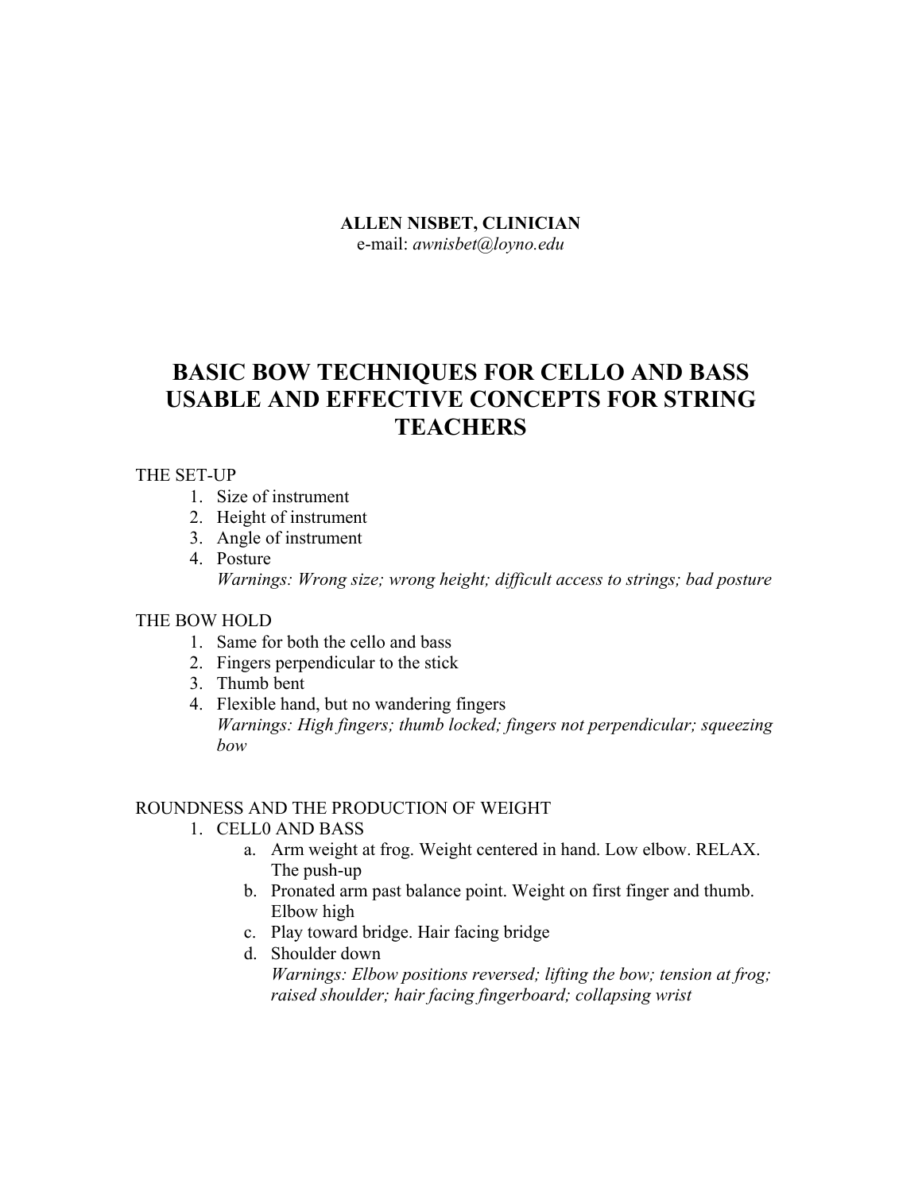**ALLEN NISBET, CLINICIAN**
e-mail: *awnisbet@loyno.edu*

# BASIC BOW TECHNIQUES FOR CELLO AND BASS USABLE AND EFFECTIVE CONCEPTS FOR STRING TEACHERS

THE SET-UP

1. Size of instrument
2. Height of instrument
3. Angle of instrument
4. Posture
   *Warnings: Wrong size; wrong height; difficult access to strings; bad posture*

THE BOW HOLD

1. Same for both the cello and bass
2. Fingers perpendicular to the stick
3. Thumb bent
4. Flexible hand, but no wandering fingers
   *Warnings: High fingers; thumb locked; fingers not perpendicular; squeezing bow*

ROUNDNESS AND THE PRODUCTION OF WEIGHT

1. CELL0 AND BASS
   a. Arm weight at frog. Weight centered in hand. Low elbow. RELAX. The push-up
   b. Pronated arm past balance point. Weight on first finger and thumb. Elbow high
   c. Play toward bridge. Hair facing bridge
   d. Shoulder down
      *Warnings: Elbow positions reversed; lifting the bow; tension at frog; raised shoulder; hair facing fingerboard; collapsing wrist*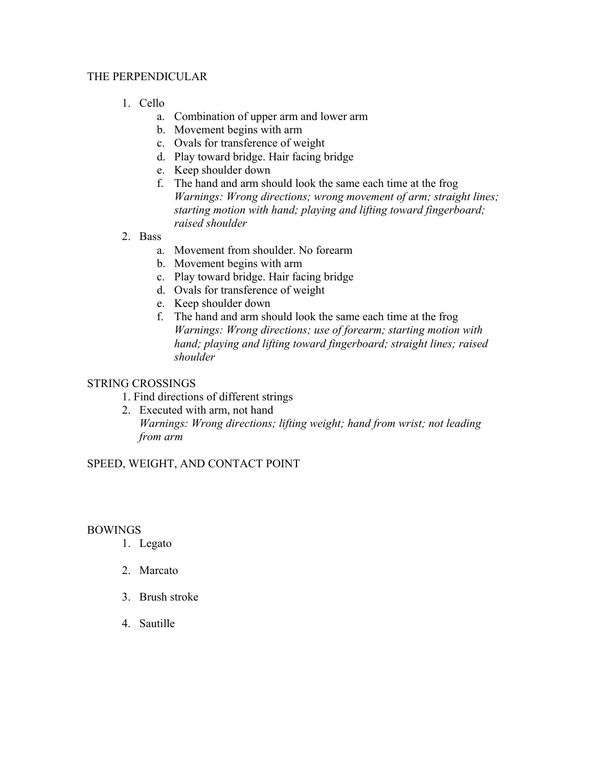## THE PERPENDICULAR

1. Cello
   a. Combination of upper arm and lower arm
   b. Movement begins with arm
   c. Ovals for transference of weight
   d. Play toward bridge. Hair facing bridge
   e. Keep shoulder down
   f. The hand and arm should look the same each time at the frog
   *Warnings: Wrong directions; wrong movement of arm; straight lines; starting motion with hand; playing and lifting toward fingerboard; raised shoulder*
2. Bass
   a. Movement from shoulder. No forearm
   b. Movement begins with arm
   c. Play toward bridge. Hair facing bridge
   d. Ovals for transference of weight
   e. Keep shoulder down
   f. The hand and arm should look the same each time at the frog
   *Warnings: Wrong directions; use of forearm; starting motion with hand; playing and lifting toward fingerboard; straight lines; raised shoulder*

## STRING CROSSINGS

1. Find directions of different strings
2. Executed with arm, not hand
   *Warnings: Wrong directions; lifting weight; hand from wrist; not leading from arm*

## SPEED, WEIGHT, AND CONTACT POINT

## BOWINGS

1. Legato
2. Marcato
3. Brush stroke
4. Sautille